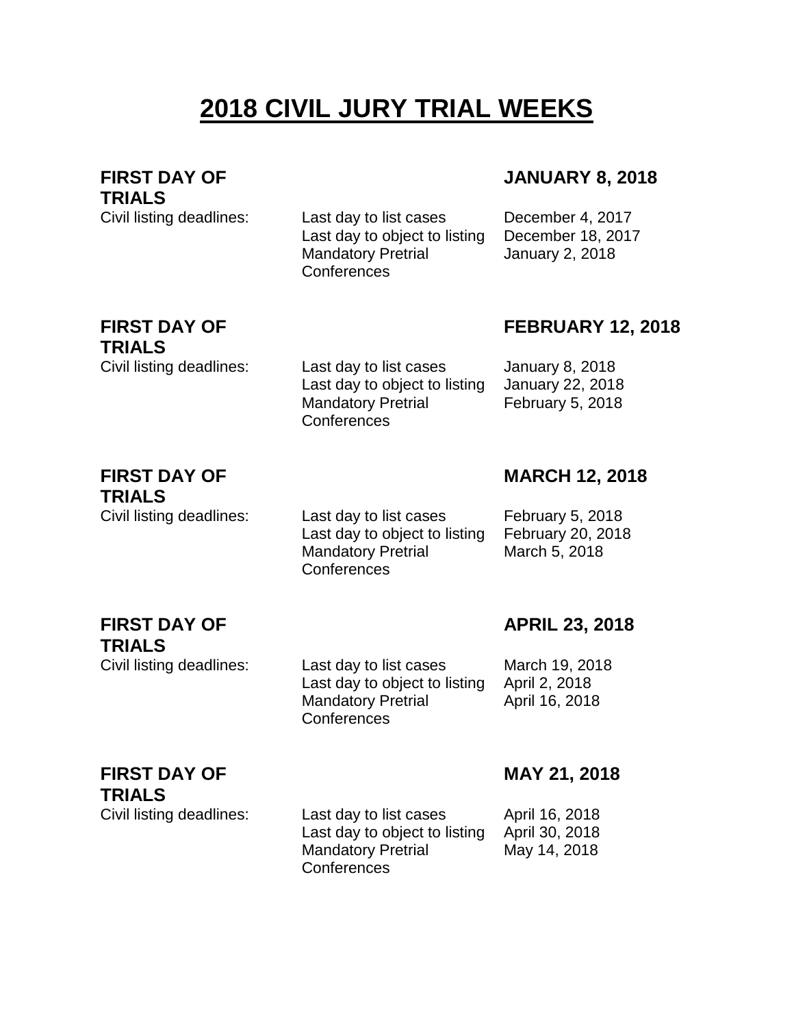# 2018 CIVIL JURY TRIAL WEEKS

| **FIRST DAY OF TRIALS** | | **JANUARY 8, 2018** |
|---|---|---|
| Civil listing deadlines: | Last day to list cases | December 4, 2017 |
| | Last day to object to listing | December 18, 2017 |
| | Mandatory Pretrial Conferences | January 2, 2018 |

| **FIRST DAY OF TRIALS** | | **FEBRUARY 12, 2018** |
|---|---|---|
| Civil listing deadlines: | Last day to list cases | January 8, 2018 |
| | Last day to object to listing | January 22, 2018 |
| | Mandatory Pretrial Conferences | February 5, 2018 |

| **FIRST DAY OF TRIALS** | | **MARCH 12, 2018** |
|---|---|---|
| Civil listing deadlines: | Last day to list cases | February 5, 2018 |
| | Last day to object to listing | February 20, 2018 |
| | Mandatory Pretrial Conferences | March 5, 2018 |

| **FIRST DAY OF TRIALS** | | **APRIL 23, 2018** |
|---|---|---|
| Civil listing deadlines: | Last day to list cases | March 19, 2018 |
| | Last day to object to listing | April 2, 2018 |
| | Mandatory Pretrial Conferences | April 16, 2018 |

| **FIRST DAY OF TRIALS** | | **MAY 21, 2018** |
|---|---|---|
| Civil listing deadlines: | Last day to list cases | April 16, 2018 |
| | Last day to object to listing | April 30, 2018 |
| | Mandatory Pretrial Conferences | May 14, 2018 |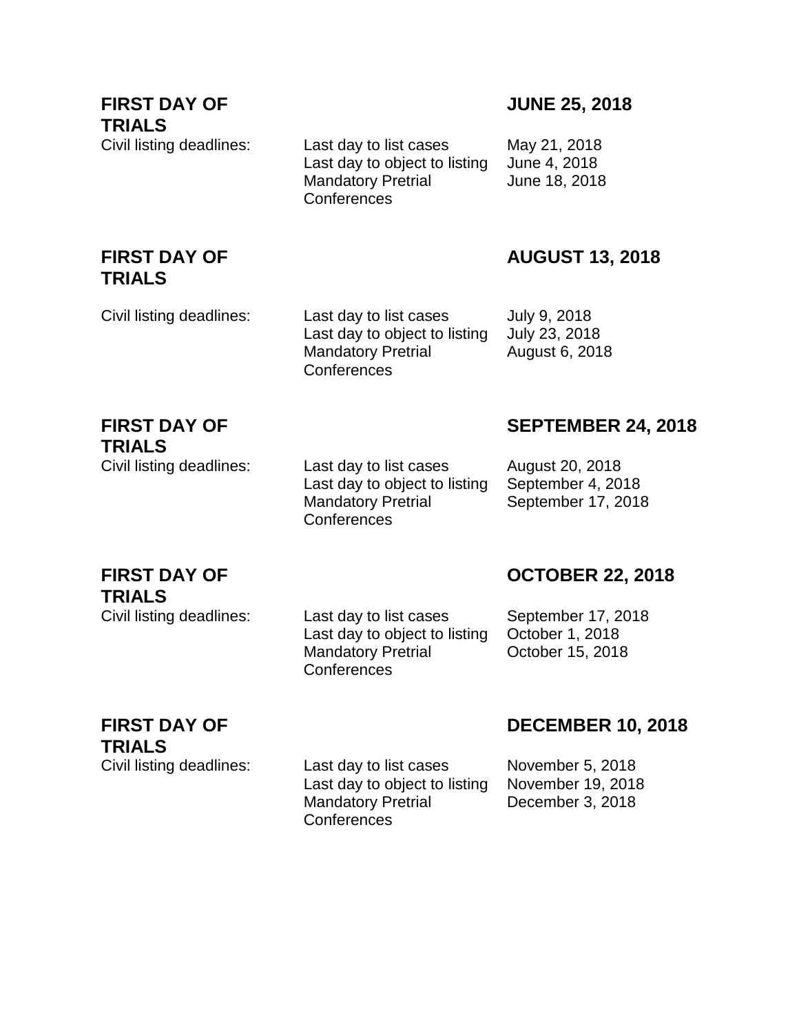**FIRST DAY OF TRIALS** **JUNE 25, 2018**

| | | |
|---|---|---|
| Civil listing deadlines: | Last day to list cases | May 21, 2018 |
| | Last day to object to listing | June 4, 2018 |
| | Mandatory Pretrial Conferences | June 18, 2018 |

**FIRST DAY OF TRIALS** **AUGUST 13, 2018**

| | | |
|---|---|---|
| Civil listing deadlines: | Last day to list cases | July 9, 2018 |
| | Last day to object to listing | July 23, 2018 |
| | Mandatory Pretrial Conferences | August 6, 2018 |

**FIRST DAY OF TRIALS** **SEPTEMBER 24, 2018**

| | | |
|---|---|---|
| Civil listing deadlines: | Last day to list cases | August 20, 2018 |
| | Last day to object to listing | September 4, 2018 |
| | Mandatory Pretrial Conferences | September 17, 2018 |

**FIRST DAY OF TRIALS** **OCTOBER 22, 2018**

| | | |
|---|---|---|
| Civil listing deadlines: | Last day to list cases | September 17, 2018 |
| | Last day to object to listing | October 1, 2018 |
| | Mandatory Pretrial Conferences | October 15, 2018 |

**FIRST DAY OF TRIALS** **DECEMBER 10, 2018**

| | | |
|---|---|---|
| Civil listing deadlines: | Last day to list cases | November 5, 2018 |
| | Last day to object to listing | November 19, 2018 |
| | Mandatory Pretrial Conferences | December 3, 2018 |